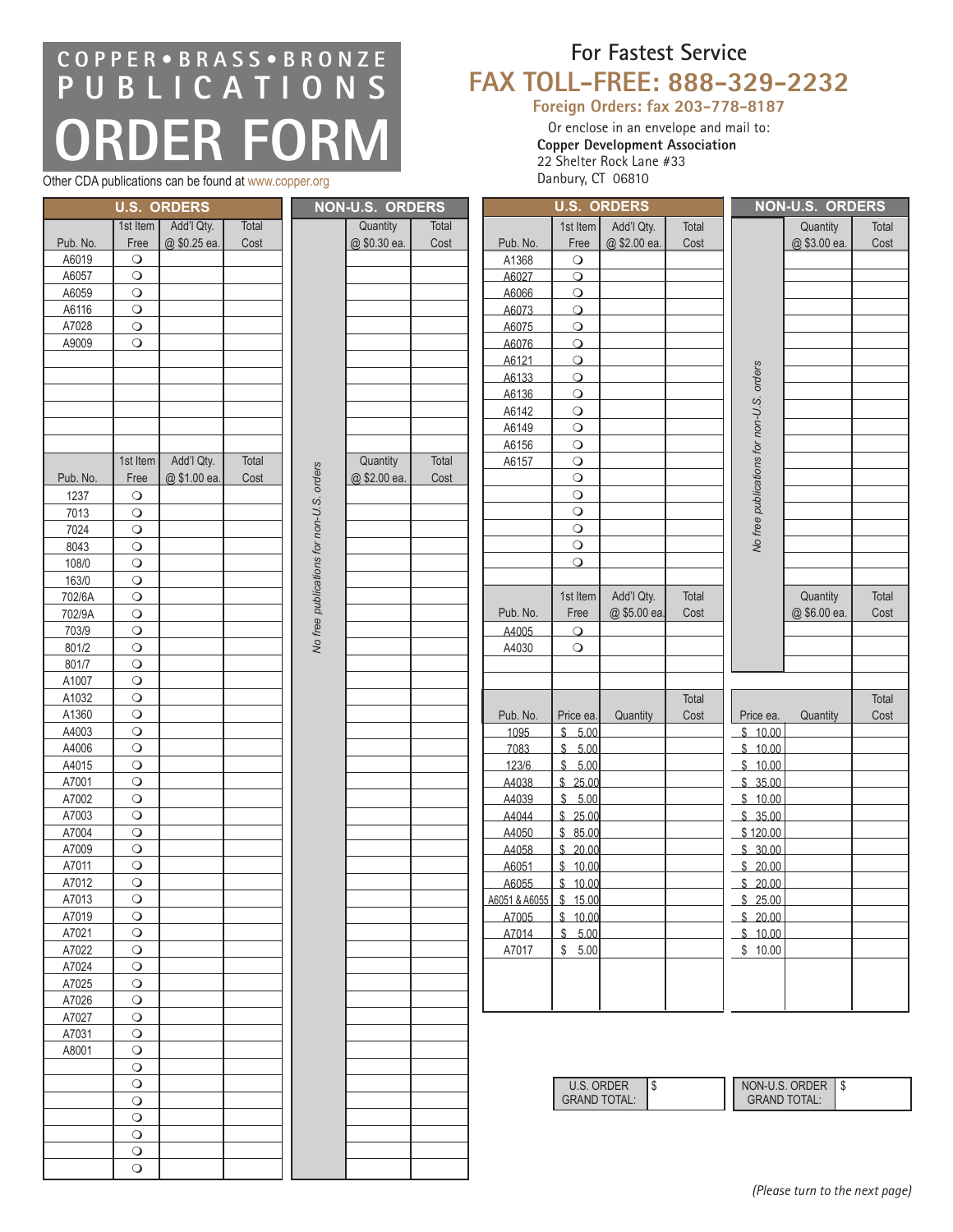# COPPER • BRASS • BRONZE PUBLICATIONS ORDER FORM

Other CDA publications can be found at www.copper.org

**For Fastest Service**

**FAX TOLL-FREE: 888-329-2232**

**Foreign Orders: fax 203-778-8187**

Or enclose in an envelope and mail to:
**Copper Development Association**
22 Shelter Rock Lane #33
Danbury, CT 06810

| U.S. ORDERS | | | | NON-U.S. ORDERS | |
|---|---|---|---|---|---|
| Pub. No. | 1st Item Free | Add'l Qty. @ $0.25 ea. | Total Cost | Quantity @ $0.30 ea. | Total Cost |
| A6019 | ❍ | | | | |
| A6057 | ❍ | | | | |
| A6059 | ❍ | | | | |
| A6116 | ❍ | | | | |
| A7028 | ❍ | | | | |
| A9009 | ❍ | | | | |
| | | | | | |
| | | | | | |
| | | | | | |
| | | | | | |
| | | | | | |
| | | | | | |

| U.S. ORDERS | | | | NON-U.S. ORDERS | |
|---|---|---|---|---|---|
| Pub. No. | 1st Item Free | Add'l Qty. @ $1.00 ea. | Total Cost | Quantity @ $2.00 ea. | Total Cost |
| 1237 | ❍ | | | | |
| 7013 | ❍ | | | | |
| 7024 | ❍ | | | | |
| 8043 | ❍ | | | | |
| 108/0 | ❍ | | | | |
| 163/0 | ❍ | | | | |
| 702/6A | ❍ | | | | |
| 702/9A | ❍ | | | | |
| 703/9 | ❍ | | | | |
| 801/2 | ❍ | | | | |
| 801/7 | ❍ | | | | |
| A1007 | ❍ | | | | |
| A1032 | ❍ | | | | |
| A1360 | ❍ | | | | |
| A4003 | ❍ | | | | |
| A4006 | ❍ | | | | |
| A4015 | ❍ | | | | |
| A7001 | ❍ | | | | |
| A7002 | ❍ | | | | |
| A7003 | ❍ | | | | |
| A7004 | ❍ | | | | |
| A7009 | ❍ | | | | |
| A7011 | ❍ | | | | |
| A7012 | ❍ | | | | |
| A7013 | ❍ | | | | |
| A7019 | ❍ | | | | |
| A7021 | ❍ | | | | |
| A7022 | ❍ | | | | |
| A7024 | ❍ | | | | |
| A7025 | ❍ | | | | |
| A7026 | ❍ | | | | |
| A7027 | ❍ | | | | |
| A7031 | ❍ | | | | |
| A8001 | ❍ | | | | |
| | ❍ | | | | |
| | ❍ | | | | |
| | ❍ | | | | |
| | ❍ | | | | |
| | ❍ | | | | |
| | ❍ | | | | |
| | ❍ | | | | |

*No free publications for non-U.S. orders*

| U.S. ORDERS | | | | NON-U.S. ORDERS | |
|---|---|---|---|---|---|
| Pub. No. | 1st Item Free | Add'l Qty. @ $2.00 ea. | Total Cost | Quantity @ $3.00 ea. | Total Cost |
| A1368 | ❍ | | | | |
| A6027 | ❍ | | | | |
| A6066 | ❍ | | | | |
| A6073 | ❍ | | | | |
| A6075 | ❍ | | | | |
| A6076 | ❍ | | | | |
| A6121 | ❍ | | | | |
| A6133 | ❍ | | | | |
| A6136 | ❍ | | | | |
| A6142 | ❍ | | | | |
| A6149 | ❍ | | | | |
| A6156 | ❍ | | | | |
| A6157 | ❍ | | | | |
| | ❍ | | | | |
| | ❍ | | | | |
| | ❍ | | | | |
| | ❍ | | | | |
| | ❍ | | | | |
| | | | | | |

| U.S. ORDERS | | | | NON-U.S. ORDERS | |
|---|---|---|---|---|---|
| Pub. No. | 1st Item Free | Add'l Qty. @ $5.00 ea. | Total Cost | Quantity @ $6.00 ea. | Total Cost |
| A4005 | ❍ | | | | |
| A4030 | ❍ | | | | |
| | | | | | |
| | | | | | |

*No free publications for non-U.S. orders*

| U.S. ORDERS | | | | NON-U.S. ORDERS | | |
|---|---|---|---|---|---|---|
| Pub. No. | Price ea. | Quantity | Total Cost | Price ea. | Quantity | Total Cost |
| 1095 | $ 5.00 | | | $ 10.00 | | |
| 7083 | $ 5.00 | | | $ 10.00 | | |
| 123/6 | $ 5.00 | | | $ 10.00 | | |
| A4038 | $ 25.00 | | | $ 35.00 | | |
| A4039 | $ 5.00 | | | $ 10.00 | | |
| A4044 | $ 25.00 | | | $ 35.00 | | |
| A4050 | $ 85.00 | | | $ 120.00 | | |
| A4058 | $ 20.00 | | | $ 30.00 | | |
| A6051 | $ 10.00 | | | $ 20.00 | | |
| A6055 | $ 10.00 | | | $ 20.00 | | |
| A6051 & A6055 | $ 15.00 | | | $ 25.00 | | |
| A7005 | $ 10.00 | | | $ 20.00 | | |
| A7014 | $ 5.00 | | | $ 10.00 | | |
| A7017 | $ 5.00 | | | $ 10.00 | | |
| | | | | | | |

| | | | |
|---|---|---|---|
| U.S. ORDER GRAND TOTAL: | $ | NON-U.S. ORDER GRAND TOTAL: | $ |

*(Please turn to the next page)*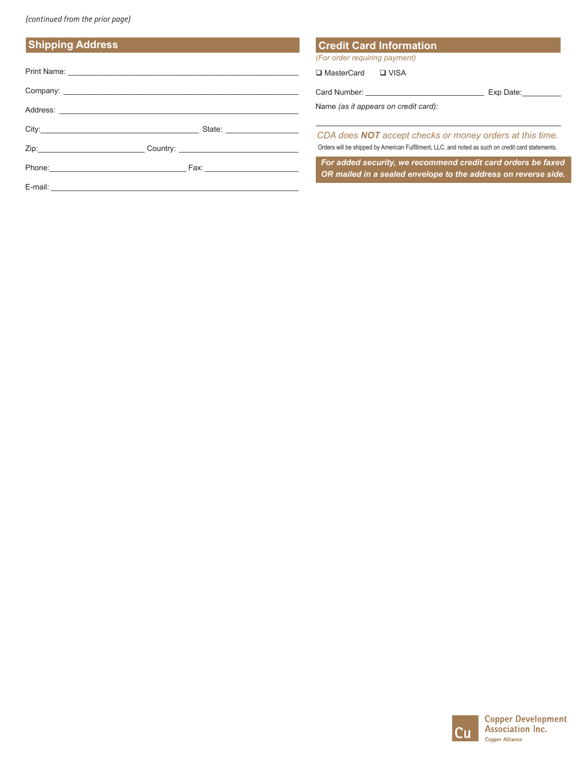*(continued from the prior page)*

## Shipping Address

Print Name: ______________________________________________

Company: ______________________________________________

Address: ______________________________________________

City: ______________________________ State: ______________

Zip: ____________________ Country: ______________________

Phone: ________________________ Fax: __________________

E-mail: ______________________________________________

## Credit Card Information

*(For order requiring payment)*

❑ MasterCard ❑ VISA

Card Number: ______________________ Exp Date: ________

Name *(as it appears on credit card):*

______________________________________________

*CDA does **NOT** accept checks or money orders at this time.*

Orders will be shipped by American Fulfillment, LLC, and noted as such on credit card statements.

***For added security, we recommend credit card orders be faxed OR mailed in a sealed envelope to the address on reverse side.***

Cu Copper Development Association Inc.
Copper Alliance